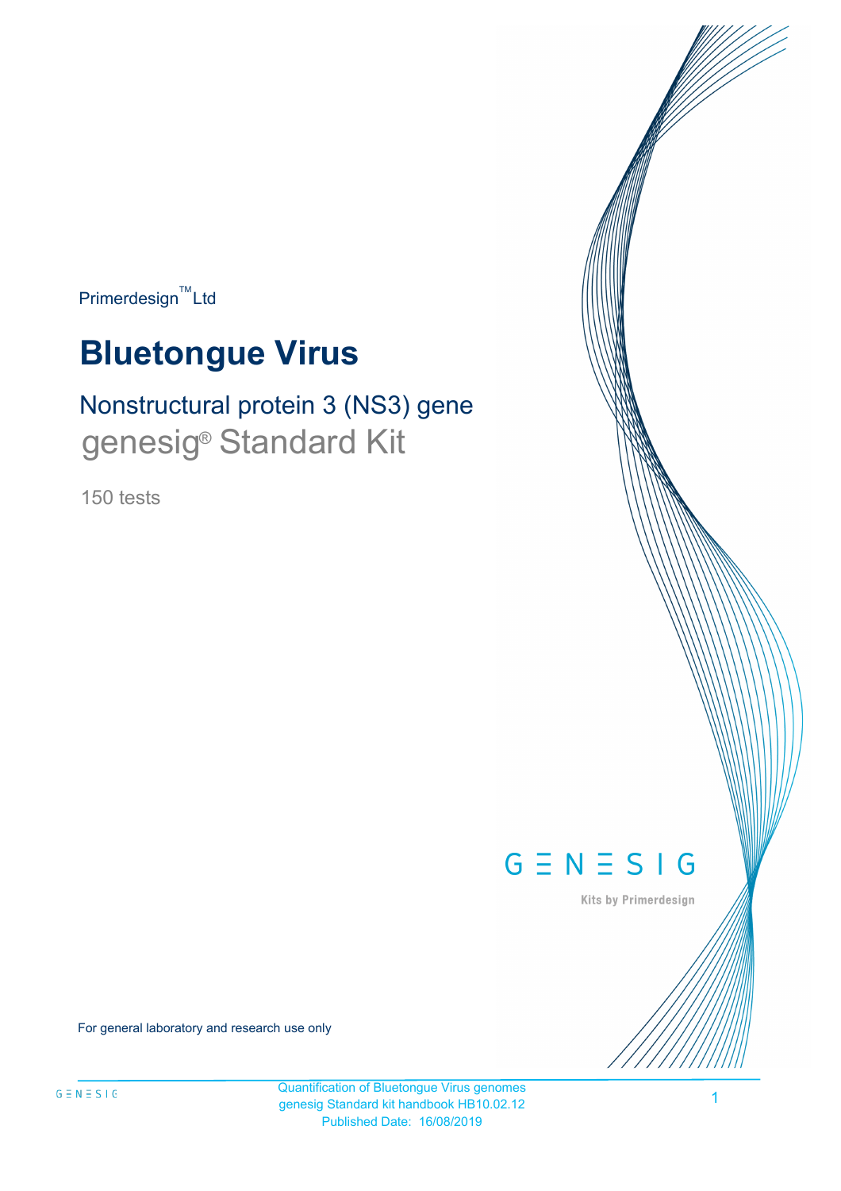Primerdesign™ Ltd

# Bluetongue Virus

## Nonstructural protein 3 (NS3) gene

genesig® Standard Kit

150 tests

GENESIG

Kits by Primerdesign

For general laboratory and research use only

Quantification of Bluetongue Virus genomes
genesig Standard kit handbook HB10.02.12
Published Date: 16/08/2019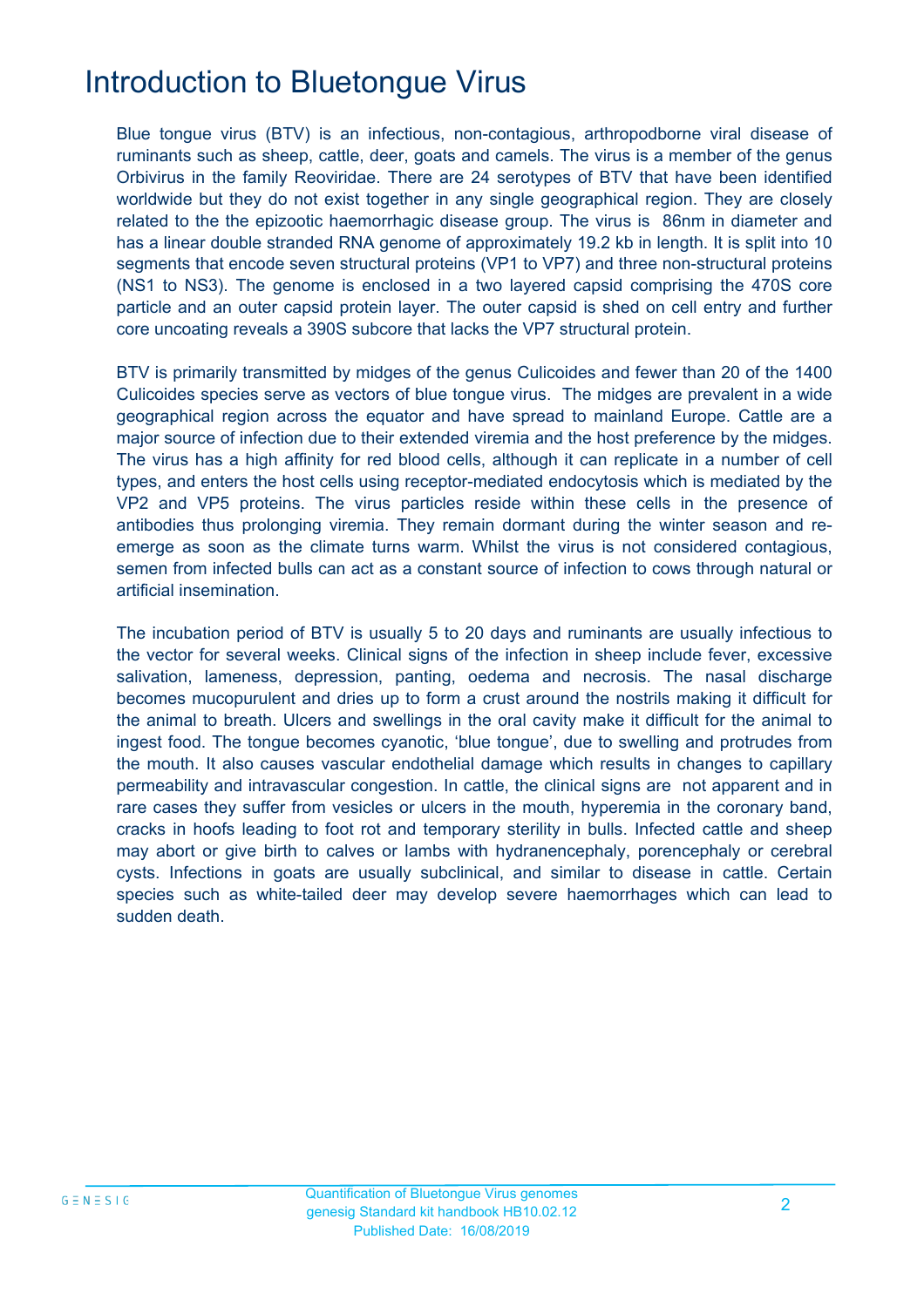# Introduction to Bluetongue Virus

Blue tongue virus (BTV) is an infectious, non-contagious, arthropodborne viral disease of ruminants such as sheep, cattle, deer, goats and camels. The virus is a member of the genus Orbivirus in the family Reoviridae. There are 24 serotypes of BTV that have been identified worldwide but they do not exist together in any single geographical region. They are closely related to the the epizootic haemorrhagic disease group. The virus is 86nm in diameter and has a linear double stranded RNA genome of approximately 19.2 kb in length. It is split into 10 segments that encode seven structural proteins (VP1 to VP7) and three non-structural proteins (NS1 to NS3). The genome is enclosed in a two layered capsid comprising the 470S core particle and an outer capsid protein layer. The outer capsid is shed on cell entry and further core uncoating reveals a 390S subcore that lacks the VP7 structural protein.

BTV is primarily transmitted by midges of the genus Culicoides and fewer than 20 of the 1400 Culicoides species serve as vectors of blue tongue virus. The midges are prevalent in a wide geographical region across the equator and have spread to mainland Europe. Cattle are a major source of infection due to their extended viremia and the host preference by the midges. The virus has a high affinity for red blood cells, although it can replicate in a number of cell types, and enters the host cells using receptor-mediated endocytosis which is mediated by the VP2 and VP5 proteins. The virus particles reside within these cells in the presence of antibodies thus prolonging viremia. They remain dormant during the winter season and re-emerge as soon as the climate turns warm. Whilst the virus is not considered contagious, semen from infected bulls can act as a constant source of infection to cows through natural or artificial insemination.

The incubation period of BTV is usually 5 to 20 days and ruminants are usually infectious to the vector for several weeks. Clinical signs of the infection in sheep include fever, excessive salivation, lameness, depression, panting, oedema and necrosis. The nasal discharge becomes mucopurulent and dries up to form a crust around the nostrils making it difficult for the animal to breath. Ulcers and swellings in the oral cavity make it difficult for the animal to ingest food. The tongue becomes cyanotic, 'blue tongue', due to swelling and protrudes from the mouth. It also causes vascular endothelial damage which results in changes to capillary permeability and intravascular congestion. In cattle, the clinical signs are not apparent and in rare cases they suffer from vesicles or ulcers in the mouth, hyperemia in the coronary band, cracks in hoofs leading to foot rot and temporary sterility in bulls. Infected cattle and sheep may abort or give birth to calves or lambs with hydranencephaly, porencephaly or cerebral cysts. Infections in goats are usually subclinical, and similar to disease in cattle. Certain species such as white-tailed deer may develop severe haemorrhages which can lead to sudden death.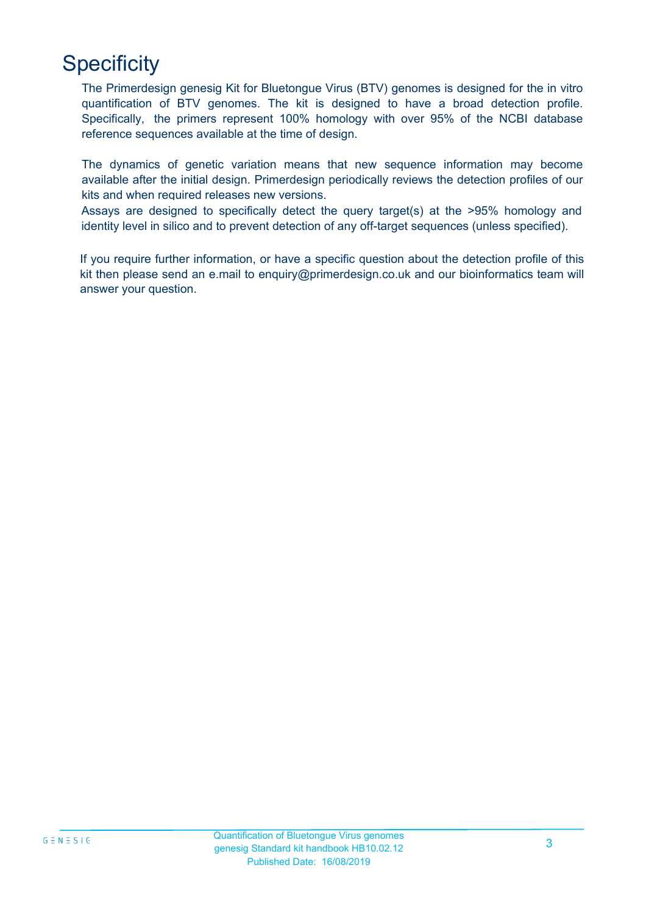# Specificity

The Primerdesign genesig Kit for Bluetongue Virus (BTV) genomes is designed for the in vitro quantification of BTV genomes. The kit is designed to have a broad detection profile. Specifically, the primers represent 100% homology with over 95% of the NCBI database reference sequences available at the time of design.

The dynamics of genetic variation means that new sequence information may become available after the initial design. Primerdesign periodically reviews the detection profiles of our kits and when required releases new versions.
Assays are designed to specifically detect the query target(s) at the >95% homology and identity level in silico and to prevent detection of any off-target sequences (unless specified).

If you require further information, or have a specific question about the detection profile of this kit then please send an e.mail to enquiry@primerdesign.co.uk and our bioinformatics team will answer your question.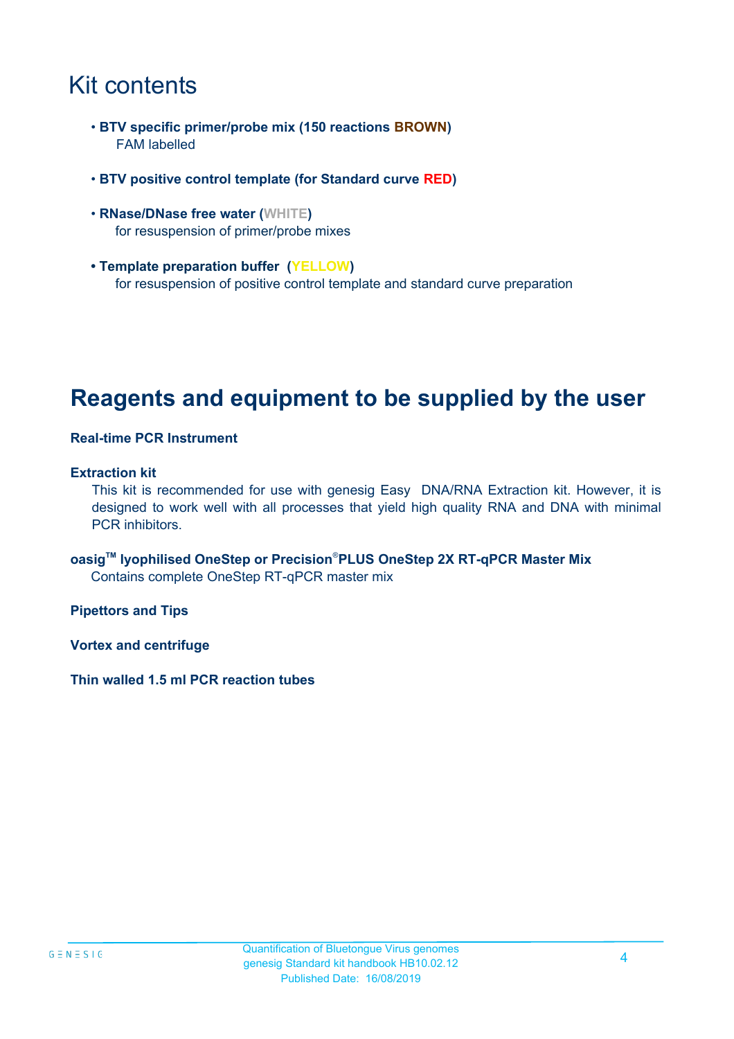# Kit contents

- **BTV specific primer/probe mix (150 reactions BROWN)**
  FAM labelled

- **BTV positive control template (for Standard curve RED)**

- **RNase/DNase free water (WHITE)**
  for resuspension of primer/probe mixes

- **Template preparation buffer (YELLOW)**
  for resuspension of positive control template and standard curve preparation

# Reagents and equipment to be supplied by the user

**Real-time PCR Instrument**

**Extraction kit**

This kit is recommended for use with genesig Easy DNA/RNA Extraction kit. However, it is designed to work well with all processes that yield high quality RNA and DNA with minimal PCR inhibitors.

**oasig™ lyophilised OneStep or Precision®PLUS OneStep 2X RT-qPCR Master Mix**

Contains complete OneStep RT-qPCR master mix

**Pipettors and Tips**

**Vortex and centrifuge**

**Thin walled 1.5 ml PCR reaction tubes**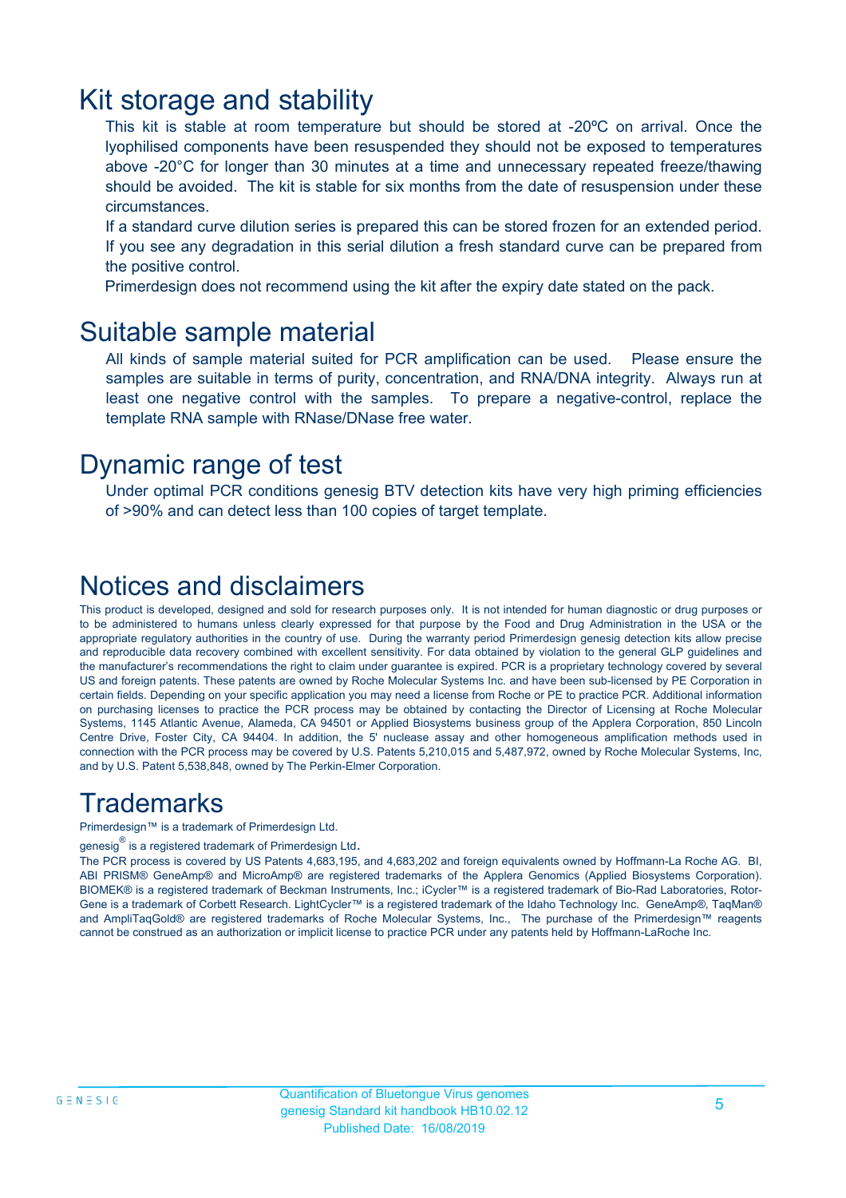# Kit storage and stability

This kit is stable at room temperature but should be stored at -20ºC on arrival. Once the lyophilised components have been resuspended they should not be exposed to temperatures above -20°C for longer than 30 minutes at a time and unnecessary repeated freeze/thawing should be avoided. The kit is stable for six months from the date of resuspension under these circumstances.

If a standard curve dilution series is prepared this can be stored frozen for an extended period. If you see any degradation in this serial dilution a fresh standard curve can be prepared from the positive control.

Primerdesign does not recommend using the kit after the expiry date stated on the pack.

# Suitable sample material

All kinds of sample material suited for PCR amplification can be used. Please ensure the samples are suitable in terms of purity, concentration, and RNA/DNA integrity. Always run at least one negative control with the samples. To prepare a negative-control, replace the template RNA sample with RNase/DNase free water.

# Dynamic range of test

Under optimal PCR conditions genesig BTV detection kits have very high priming efficiencies of >90% and can detect less than 100 copies of target template.

# Notices and disclaimers

This product is developed, designed and sold for research purposes only. It is not intended for human diagnostic or drug purposes or to be administered to humans unless clearly expressed for that purpose by the Food and Drug Administration in the USA or the appropriate regulatory authorities in the country of use. During the warranty period Primerdesign genesig detection kits allow precise and reproducible data recovery combined with excellent sensitivity. For data obtained by violation to the general GLP guidelines and the manufacturer's recommendations the right to claim under guarantee is expired. PCR is a proprietary technology covered by several US and foreign patents. These patents are owned by Roche Molecular Systems Inc. and have been sub-licensed by PE Corporation in certain fields. Depending on your specific application you may need a license from Roche or PE to practice PCR. Additional information on purchasing licenses to practice the PCR process may be obtained by contacting the Director of Licensing at Roche Molecular Systems, 1145 Atlantic Avenue, Alameda, CA 94501 or Applied Biosystems business group of the Applera Corporation, 850 Lincoln Centre Drive, Foster City, CA 94404. In addition, the 5' nuclease assay and other homogeneous amplification methods used in connection with the PCR process may be covered by U.S. Patents 5,210,015 and 5,487,972, owned by Roche Molecular Systems, Inc, and by U.S. Patent 5,538,848, owned by The Perkin-Elmer Corporation.

# Trademarks

Primerdesign™ is a trademark of Primerdesign Ltd.

genesig® is a registered trademark of Primerdesign Ltd.

The PCR process is covered by US Patents 4,683,195, and 4,683,202 and foreign equivalents owned by Hoffmann-La Roche AG. BI, ABI PRISM® GeneAmp® and MicroAmp® are registered trademarks of the Applera Genomics (Applied Biosystems Corporation). BIOMEK® is a registered trademark of Beckman Instruments, Inc.; iCycler™ is a registered trademark of Bio-Rad Laboratories, Rotor-Gene is a trademark of Corbett Research. LightCycler™ is a registered trademark of the Idaho Technology Inc. GeneAmp®, TaqMan® and AmpliTaqGold® are registered trademarks of Roche Molecular Systems, Inc., The purchase of the Primerdesign™ reagents cannot be construed as an authorization or implicit license to practice PCR under any patents held by Hoffmann-LaRoche Inc.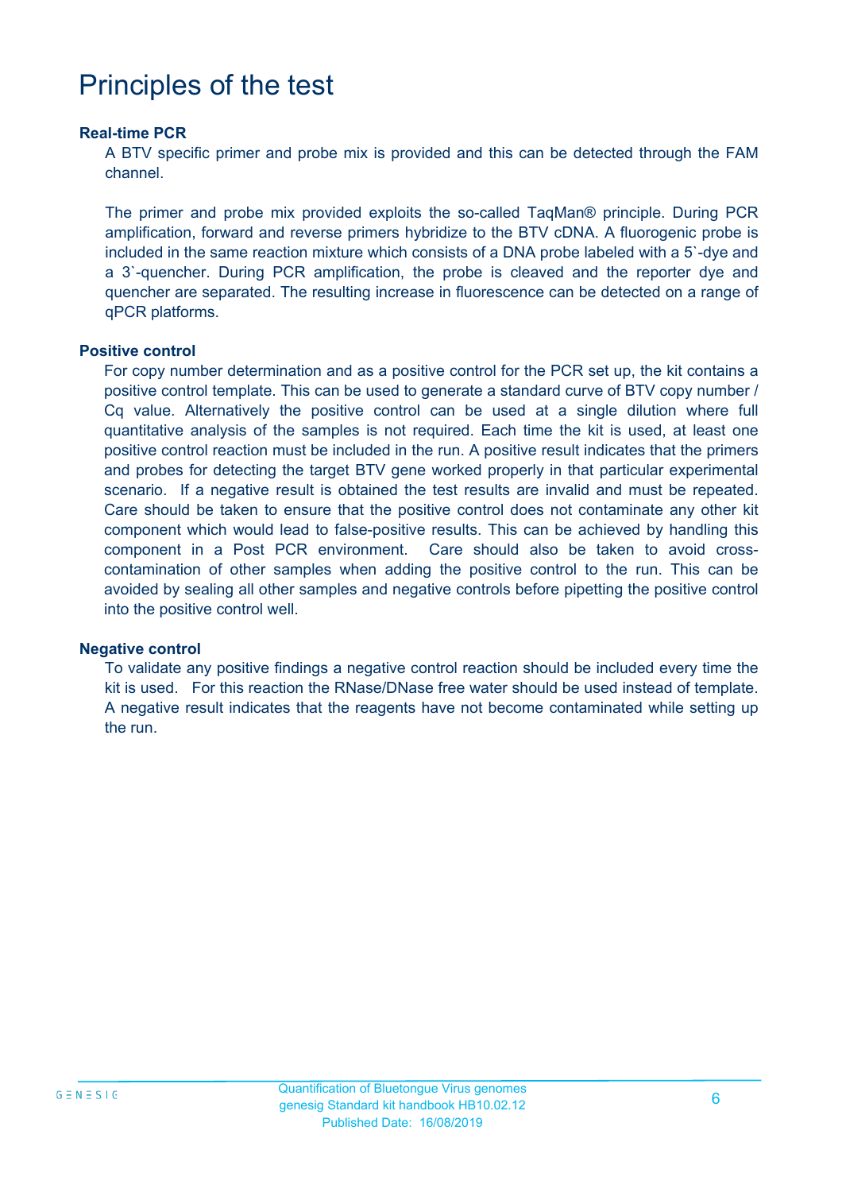# Principles of the test

### Real-time PCR

A BTV specific primer and probe mix is provided and this can be detected through the FAM channel.

The primer and probe mix provided exploits the so-called TaqMan® principle. During PCR amplification, forward and reverse primers hybridize to the BTV cDNA. A fluorogenic probe is included in the same reaction mixture which consists of a DNA probe labeled with a 5`-dye and a 3`-quencher. During PCR amplification, the probe is cleaved and the reporter dye and quencher are separated. The resulting increase in fluorescence can be detected on a range of qPCR platforms.

### Positive control

For copy number determination and as a positive control for the PCR set up, the kit contains a positive control template. This can be used to generate a standard curve of BTV copy number / Cq value. Alternatively the positive control can be used at a single dilution where full quantitative analysis of the samples is not required. Each time the kit is used, at least one positive control reaction must be included in the run. A positive result indicates that the primers and probes for detecting the target BTV gene worked properly in that particular experimental scenario. If a negative result is obtained the test results are invalid and must be repeated. Care should be taken to ensure that the positive control does not contaminate any other kit component which would lead to false-positive results. This can be achieved by handling this component in a Post PCR environment. Care should also be taken to avoid cross-contamination of other samples when adding the positive control to the run. This can be avoided by sealing all other samples and negative controls before pipetting the positive control into the positive control well.

### Negative control

To validate any positive findings a negative control reaction should be included every time the kit is used. For this reaction the RNase/DNase free water should be used instead of template. A negative result indicates that the reagents have not become contaminated while setting up the run.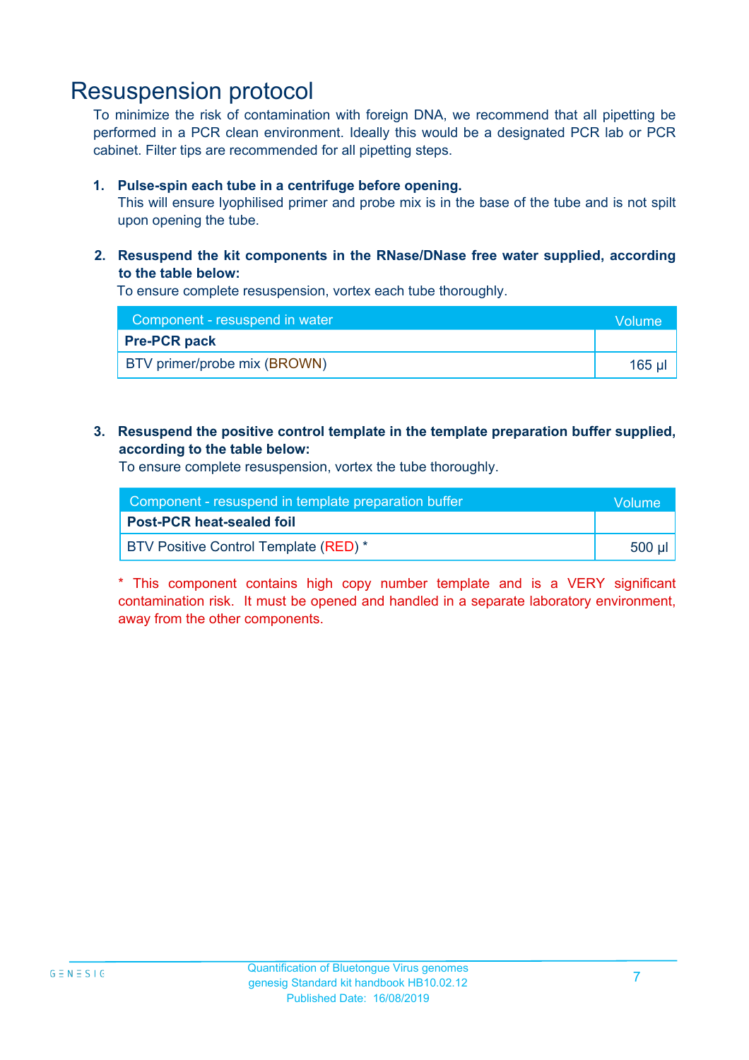# Resuspension protocol

To minimize the risk of contamination with foreign DNA, we recommend that all pipetting be performed in a PCR clean environment. Ideally this would be a designated PCR lab or PCR cabinet. Filter tips are recommended for all pipetting steps.

1. **Pulse-spin each tube in a centrifuge before opening.**
   This will ensure lyophilised primer and probe mix is in the base of the tube and is not spilt upon opening the tube.

2. **Resuspend the kit components in the RNase/DNase free water supplied, according to the table below:**
   To ensure complete resuspension, vortex each tube thoroughly.

| Component - resuspend in water | Volume |
|---|---|
| **Pre-PCR pack** | |
| BTV primer/probe mix (BROWN) | 165 µl |

3. **Resuspend the positive control template in the template preparation buffer supplied, according to the table below:**
   To ensure complete resuspension, vortex the tube thoroughly.

| Component - resuspend in template preparation buffer | Volume |
|---|---|
| **Post-PCR heat-sealed foil** | |
| BTV Positive Control Template (RED) * | 500 µl |

* This component contains high copy number template and is a VERY significant contamination risk. It must be opened and handled in a separate laboratory environment, away from the other components.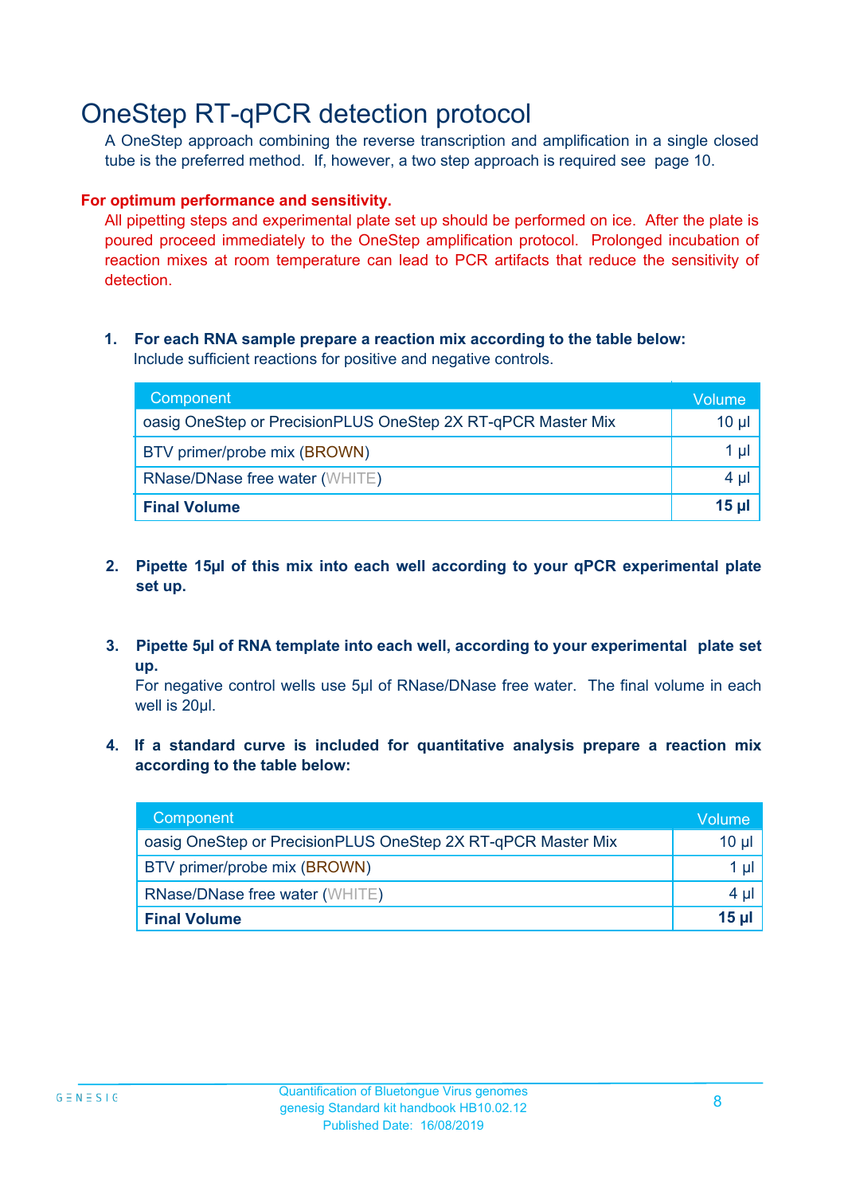# OneStep RT-qPCR detection protocol

A OneStep approach combining the reverse transcription and amplification in a single closed tube is the preferred method. If, however, a two step approach is required see page 10.

**For optimum performance and sensitivity.**

All pipetting steps and experimental plate set up should be performed on ice. After the plate is poured proceed immediately to the OneStep amplification protocol. Prolonged incubation of reaction mixes at room temperature can lead to PCR artifacts that reduce the sensitivity of detection.

1. **For each RNA sample prepare a reaction mix according to the table below:**
   Include sufficient reactions for positive and negative controls.

| Component | Volume |
|---|---|
| oasig OneStep or PrecisionPLUS OneStep 2X RT-qPCR Master Mix | 10 µl |
| BTV primer/probe mix (BROWN) | 1 µl |
| RNase/DNase free water (WHITE) | 4 µl |
| **Final Volume** | **15 µl** |

2. **Pipette 15µl of this mix into each well according to your qPCR experimental plate set up.**

3. **Pipette 5µl of RNA template into each well, according to your experimental plate set up.**
   For negative control wells use 5µl of RNase/DNase free water. The final volume in each well is 20µl.

4. **If a standard curve is included for quantitative analysis prepare a reaction mix according to the table below:**

| Component | Volume |
|---|---|
| oasig OneStep or PrecisionPLUS OneStep 2X RT-qPCR Master Mix | 10 µl |
| BTV primer/probe mix (BROWN) | 1 µl |
| RNase/DNase free water (WHITE) | 4 µl |
| **Final Volume** | **15 µl** |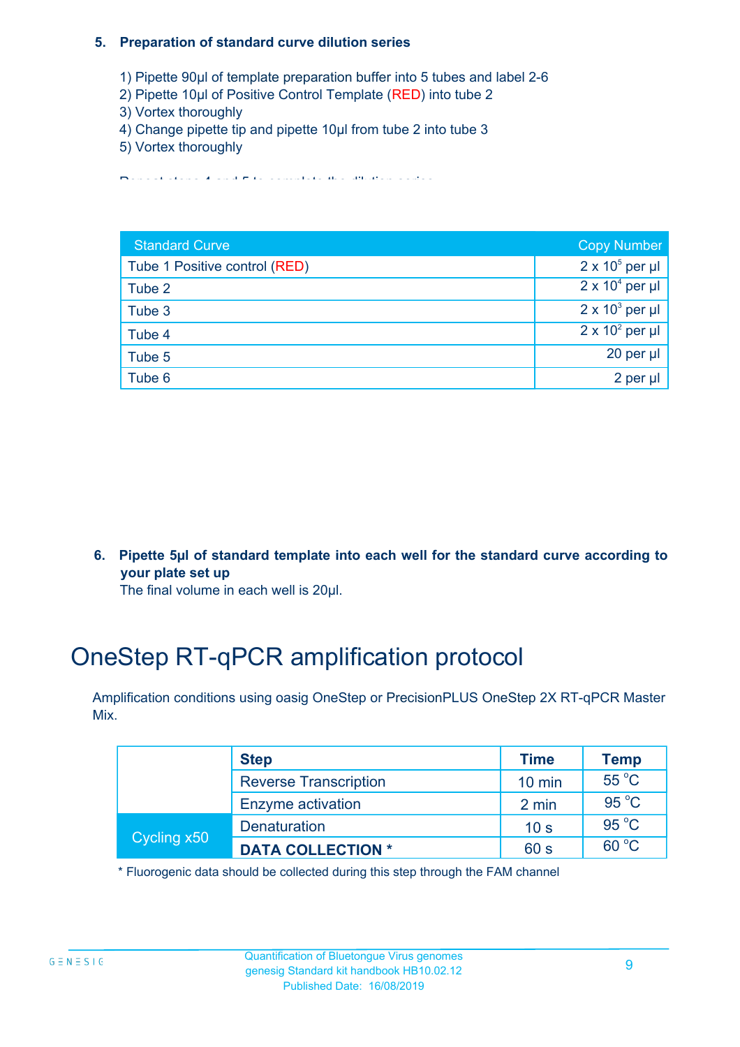**5. Preparation of standard curve dilution series**

1) Pipette 90µl of template preparation buffer into 5 tubes and label 2-6
2) Pipette 10µl of Positive Control Template (RED) into tube 2
3) Vortex thoroughly
4) Change pipette tip and pipette 10µl from tube 2 into tube 3
5) Vortex thoroughly

Repeat steps 4 and 5 to complete the dilution series

| Standard Curve | Copy Number |
|---|---|
| Tube 1 Positive control (RED) | $2 \times 10^5$ per µl |
| Tube 2 | $2 \times 10^4$ per µl |
| Tube 3 | $2 \times 10^3$ per µl |
| Tube 4 | $2 \times 10^2$ per µl |
| Tube 5 | 20 per µl |
| Tube 6 | 2 per µl |

**6. Pipette 5µl of standard template into each well for the standard curve according to your plate set up**

The final volume in each well is 20µl.

# OneStep RT-qPCR amplification protocol

Amplification conditions using oasig OneStep or PrecisionPLUS OneStep 2X RT-qPCR Master Mix.

| | Step | Time | Temp |
|---|---|---|---|
| | Reverse Transcription | 10 min | 55 °C |
| | Enzyme activation | 2 min | 95 °C |
| Cycling x50 | Denaturation | 10 s | 95 °C |
| | **DATA COLLECTION *** | 60 s | 60 °C |

* Fluorogenic data should be collected during this step through the FAM channel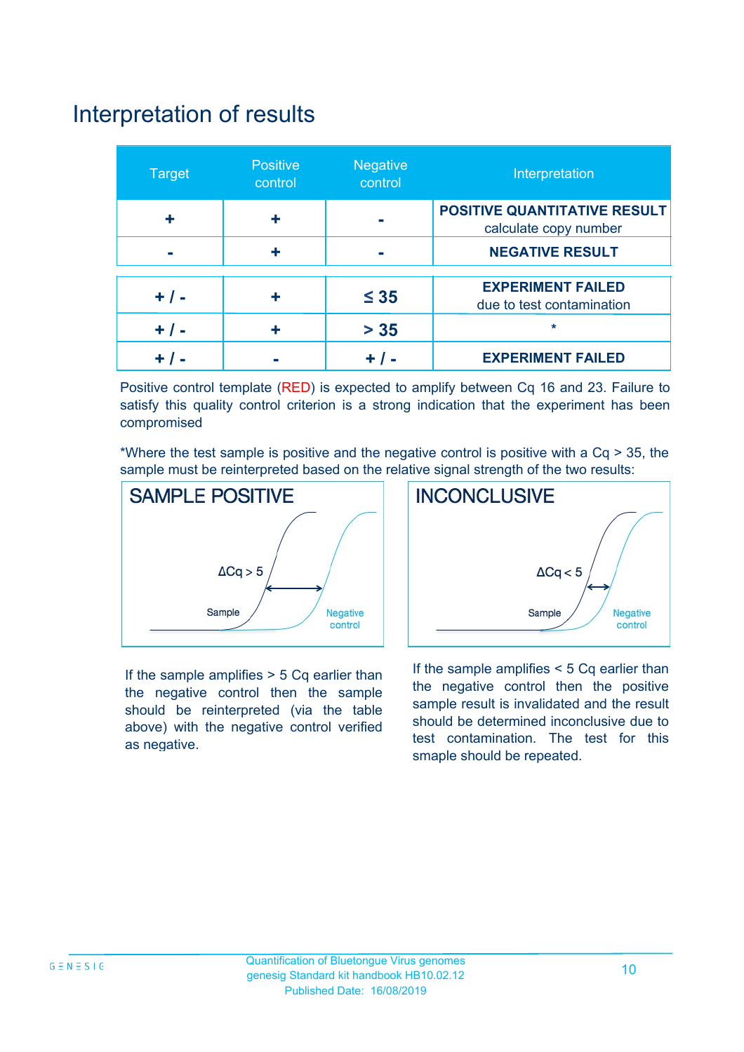# Interpretation of results

| Target | Positive control | Negative control | Interpretation |
|---|---|---|---|
| + | + | - | **POSITIVE QUANTITATIVE RESULT** calculate copy number |
| - | + | - | **NEGATIVE RESULT** |
| + / - | + | ≤ 35 | **EXPERIMENT FAILED** due to test contamination |
| + / - | + | > 35 | * |
| + / - | - | + / - | **EXPERIMENT FAILED** |

Positive control template (RED) is expected to amplify between Cq 16 and 23. Failure to satisfy this quality control criterion is a strong indication that the experiment has been compromised

*Where the test sample is positive and the negative control is positive with a Cq > 35, the sample must be reinterpreted based on the relative signal strength of the two results:

SAMPLE POSITIVE

ΔCq > 5

Sample

Negative control

If the sample amplifies > 5 Cq earlier than the negative control then the sample should be reinterpreted (via the table above) with the negative control verified as negative.

INCONCLUSIVE

ΔCq < 5

Sample

Negative control

If the sample amplifies < 5 Cq earlier than the negative control then the positive sample result is invalidated and the result should be determined inconclusive due to test contamination. The test for this smaple should be repeated.